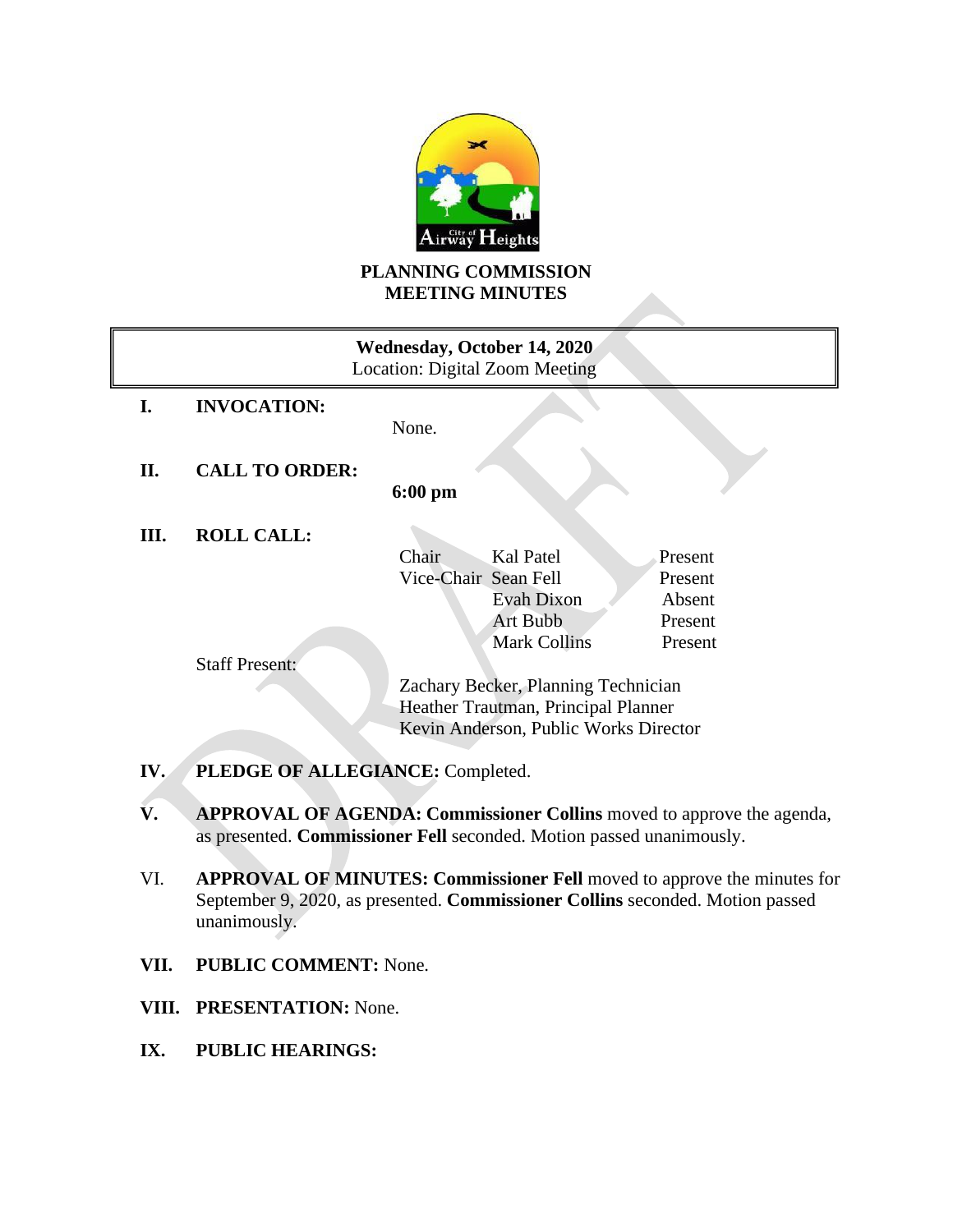# PLANNING COMMISSION MEETING MINUTES

**Wednesday, October 14, 2020**
Location: Digital Zoom Meeting

**I. INVOCATION:**

None.

**II. CALL TO ORDER:**

**6:00 pm**

**III. ROLL CALL:**

| | | |
|---|---|---|
| Chair | Kal Patel | Present |
| Vice-Chair | Sean Fell | Present |
| | Evah Dixon | Absent |
| | Art Bubb | Present |
| | Mark Collins | Present |

Staff Present:

Zachary Becker, Planning Technician
Heather Trautman, Principal Planner
Kevin Anderson, Public Works Director

**IV. PLEDGE OF ALLEGIANCE:** Completed.

**V. APPROVAL OF AGENDA: Commissioner Collins** moved to approve the agenda, as presented. **Commissioner Fell** seconded. Motion passed unanimously.

VI. **APPROVAL OF MINUTES: Commissioner Fell** moved to approve the minutes for September 9, 2020, as presented. **Commissioner Collins** seconded. Motion passed unanimously.

**VII. PUBLIC COMMENT:** None.

**VIII. PRESENTATION:** None.

**IX. PUBLIC HEARINGS:**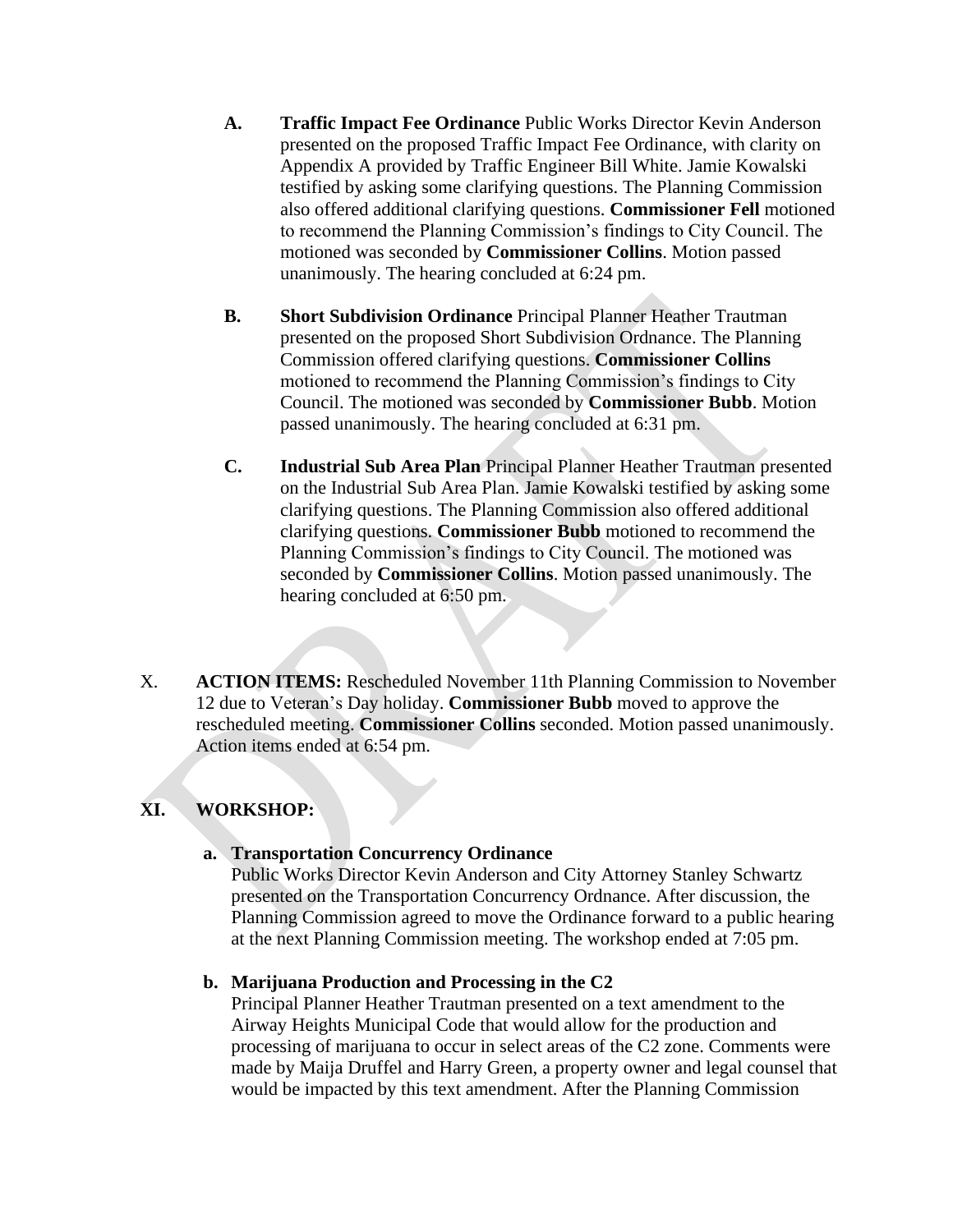**A. Traffic Impact Fee Ordinance** Public Works Director Kevin Anderson presented on the proposed Traffic Impact Fee Ordinance, with clarity on Appendix A provided by Traffic Engineer Bill White. Jamie Kowalski testified by asking some clarifying questions. The Planning Commission also offered additional clarifying questions. **Commissioner Fell** motioned to recommend the Planning Commission's findings to City Council. The motioned was seconded by **Commissioner Collins**. Motion passed unanimously. The hearing concluded at 6:24 pm.

**B. Short Subdivision Ordinance** Principal Planner Heather Trautman presented on the proposed Short Subdivision Ordnance. The Planning Commission offered clarifying questions. **Commissioner Collins** motioned to recommend the Planning Commission's findings to City Council. The motioned was seconded by **Commissioner Bubb**. Motion passed unanimously. The hearing concluded at 6:31 pm.

**C. Industrial Sub Area Plan** Principal Planner Heather Trautman presented on the Industrial Sub Area Plan. Jamie Kowalski testified by asking some clarifying questions. The Planning Commission also offered additional clarifying questions. **Commissioner Bubb** motioned to recommend the Planning Commission's findings to City Council. The motioned was seconded by **Commissioner Collins**. Motion passed unanimously. The hearing concluded at 6:50 pm.

X. **ACTION ITEMS:** Rescheduled November 11th Planning Commission to November 12 due to Veteran's Day holiday. **Commissioner Bubb** moved to approve the rescheduled meeting. **Commissioner Collins** seconded. Motion passed unanimously. Action items ended at 6:54 pm.

## XI. WORKSHOP:

**a. Transportation Concurrency Ordinance**

Public Works Director Kevin Anderson and City Attorney Stanley Schwartz presented on the Transportation Concurrency Ordnance. After discussion, the Planning Commission agreed to move the Ordinance forward to a public hearing at the next Planning Commission meeting. The workshop ended at 7:05 pm.

**b. Marijuana Production and Processing in the C2**

Principal Planner Heather Trautman presented on a text amendment to the Airway Heights Municipal Code that would allow for the production and processing of marijuana to occur in select areas of the C2 zone. Comments were made by Maija Druffel and Harry Green, a property owner and legal counsel that would be impacted by this text amendment. After the Planning Commission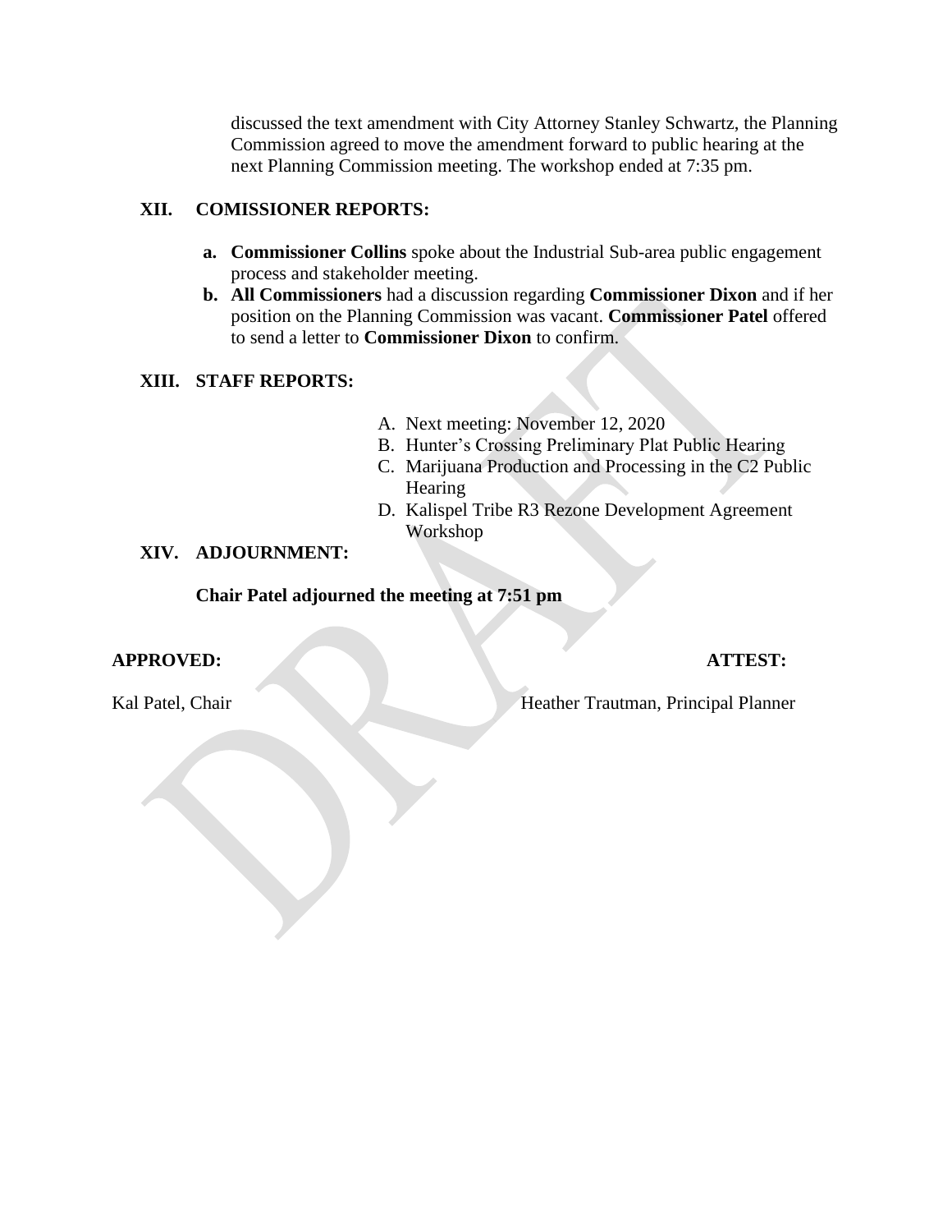discussed the text amendment with City Attorney Stanley Schwartz, the Planning Commission agreed to move the amendment forward to public hearing at the next Planning Commission meeting. The workshop ended at 7:35 pm.

## XII. COMISSIONER REPORTS:

a. **Commissioner Collins** spoke about the Industrial Sub-area public engagement process and stakeholder meeting.
b. **All Commissioners** had a discussion regarding **Commissioner Dixon** and if her position on the Planning Commission was vacant. **Commissioner Patel** offered to send a letter to **Commissioner Dixon** to confirm.

## XIII. STAFF REPORTS:

A. Next meeting: November 12, 2020
B. Hunter's Crossing Preliminary Plat Public Hearing
C. Marijuana Production and Processing in the C2 Public Hearing
D. Kalispel Tribe R3 Rezone Development Agreement Workshop

## XIV. ADJOURNMENT:

**Chair Patel adjourned the meeting at 7:51 pm**

**APPROVED:** **ATTEST:**

Kal Patel, Chair Heather Trautman, Principal Planner

DRAFT